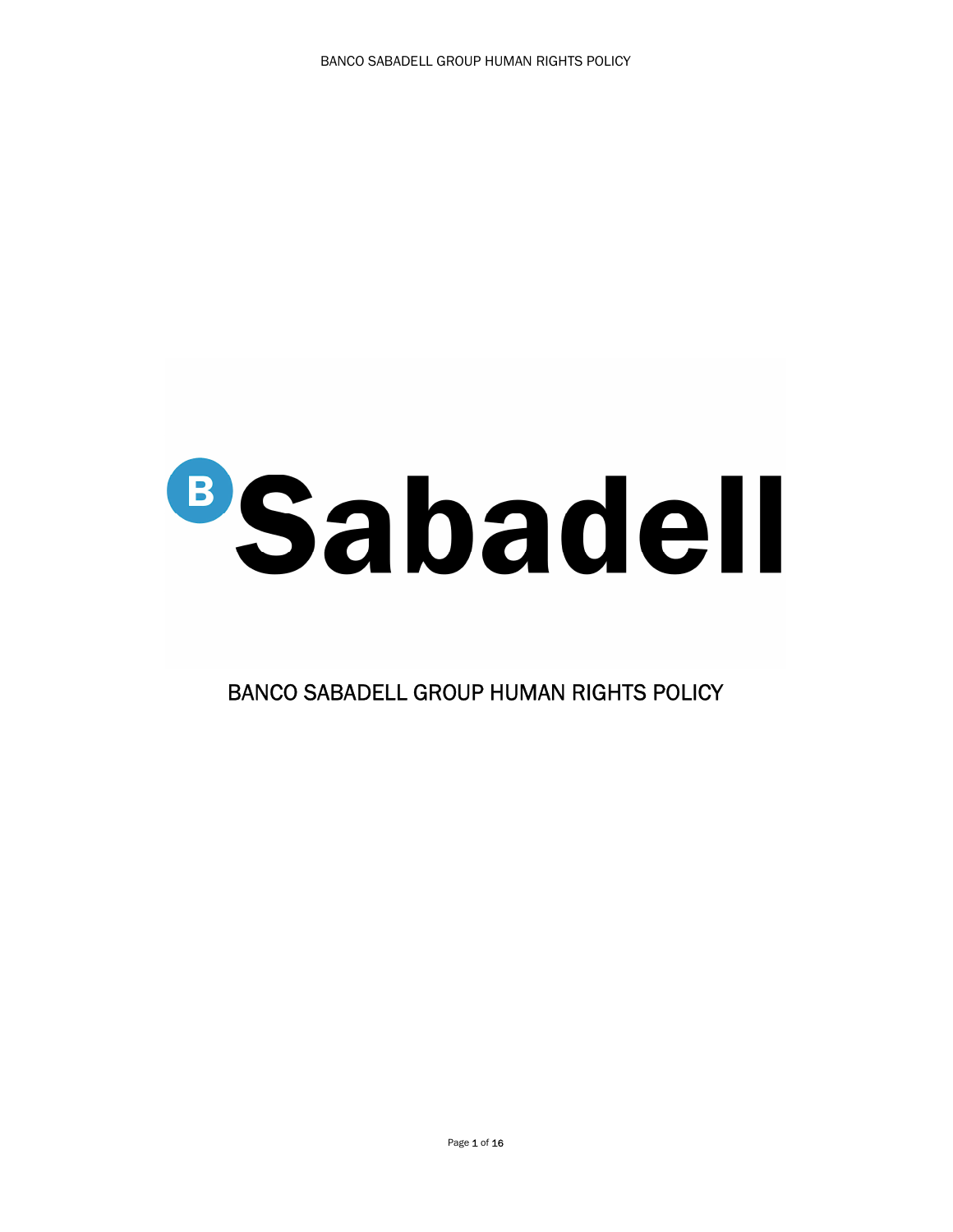Sabadell

# BANCO SABADELL GROUP HUMAN RIGHTS POLICY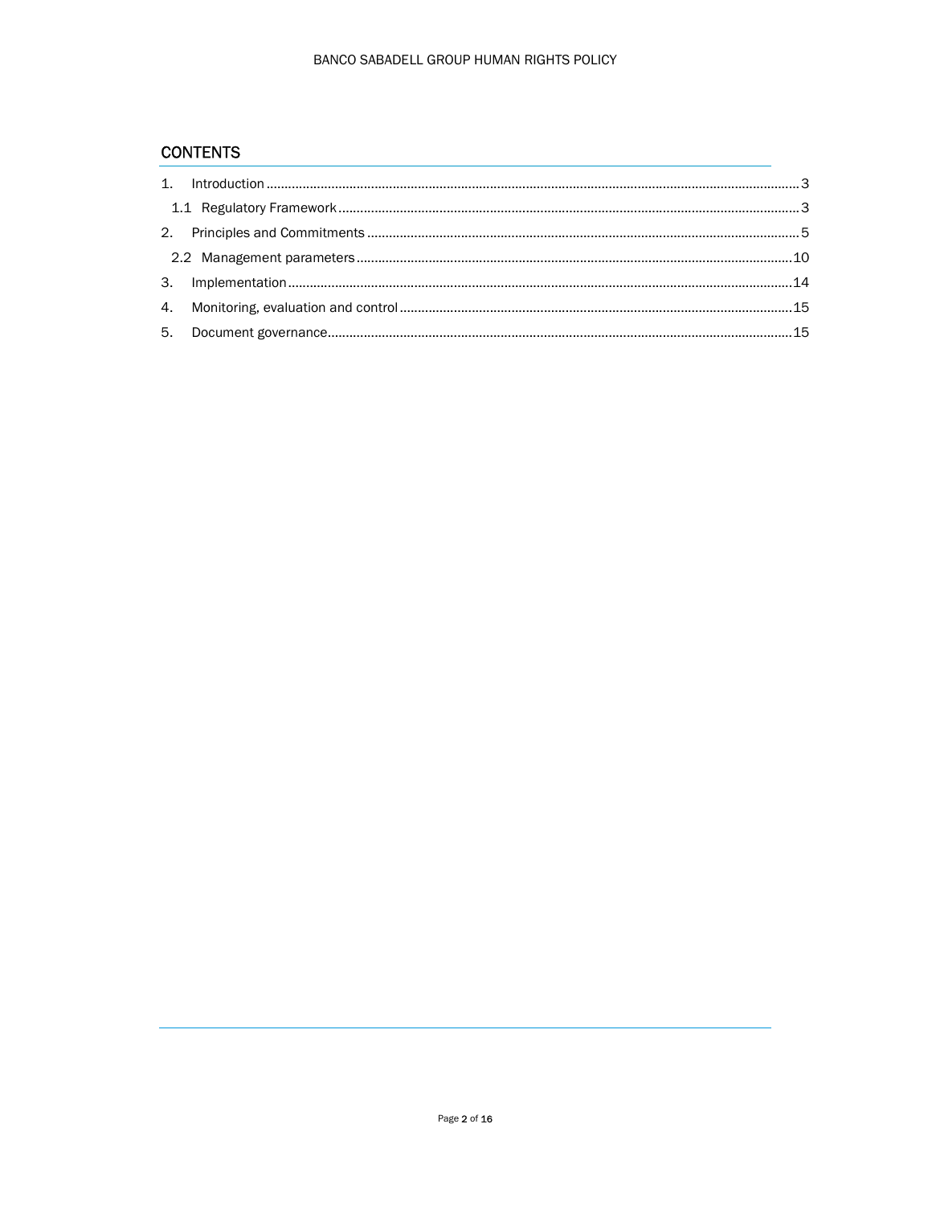## CONTENTS

1. Introduction ........................................................................................................................................ 3
   1.1 Regulatory Framework ....................................................................................................................... 3
2. Principles and Commitments ............................................................................................................... 5
   2.2 Management parameters ................................................................................................................. 10
3. Implementation .................................................................................................................................. 14
4. Monitoring, evaluation and control .................................................................................................... 15
5. Document governance ........................................................................................................................ 15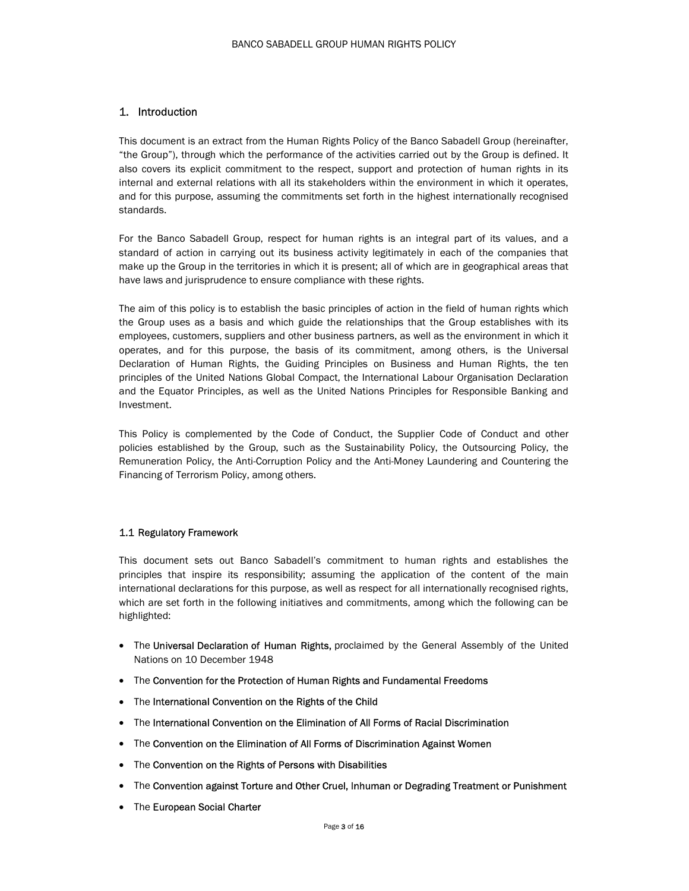## 1. Introduction

This document is an extract from the Human Rights Policy of the Banco Sabadell Group (hereinafter, "the Group"), through which the performance of the activities carried out by the Group is defined. It also covers its explicit commitment to the respect, support and protection of human rights in its internal and external relations with all its stakeholders within the environment in which it operates, and for this purpose, assuming the commitments set forth in the highest internationally recognised standards.

For the Banco Sabadell Group, respect for human rights is an integral part of its values, and a standard of action in carrying out its business activity legitimately in each of the companies that make up the Group in the territories in which it is present; all of which are in geographical areas that have laws and jurisprudence to ensure compliance with these rights.

The aim of this policy is to establish the basic principles of action in the field of human rights which the Group uses as a basis and which guide the relationships that the Group establishes with its employees, customers, suppliers and other business partners, as well as the environment in which it operates, and for this purpose, the basis of its commitment, among others, is the Universal Declaration of Human Rights, the Guiding Principles on Business and Human Rights, the ten principles of the United Nations Global Compact, the International Labour Organisation Declaration and the Equator Principles, as well as the United Nations Principles for Responsible Banking and Investment.

This Policy is complemented by the Code of Conduct, the Supplier Code of Conduct and other policies established by the Group, such as the Sustainability Policy, the Outsourcing Policy, the Remuneration Policy, the Anti-Corruption Policy and the Anti-Money Laundering and Countering the Financing of Terrorism Policy, among others.

### 1.1 Regulatory Framework

This document sets out Banco Sabadell's commitment to human rights and establishes the principles that inspire its responsibility; assuming the application of the content of the main international declarations for this purpose, as well as respect for all internationally recognised rights, which are set forth in the following initiatives and commitments, among which the following can be highlighted:

- The Universal Declaration of Human Rights, proclaimed by the General Assembly of the United Nations on 10 December 1948
- The Convention for the Protection of Human Rights and Fundamental Freedoms
- The International Convention on the Rights of the Child
- The International Convention on the Elimination of All Forms of Racial Discrimination
- The Convention on the Elimination of All Forms of Discrimination Against Women
- The Convention on the Rights of Persons with Disabilities
- The Convention against Torture and Other Cruel, Inhuman or Degrading Treatment or Punishment
- The European Social Charter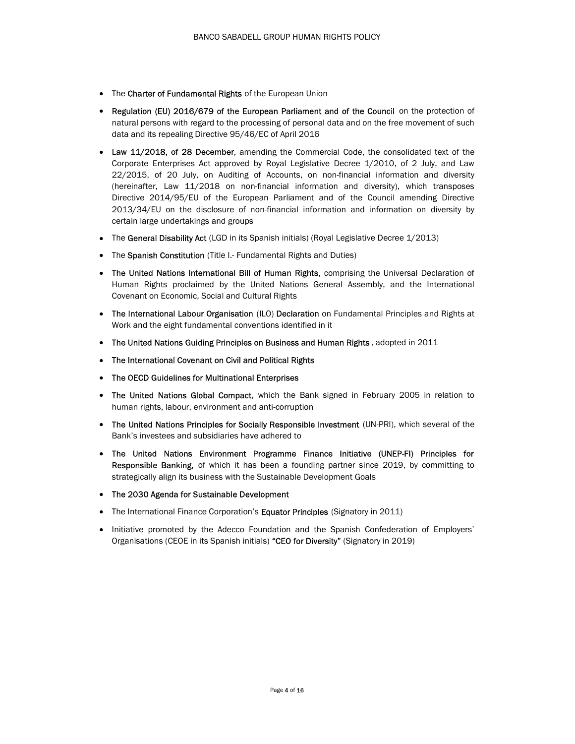- The **Charter of Fundamental Rights** of the European Union
- **Regulation (EU) 2016/679 of the European Parliament and of the Council** on the protection of natural persons with regard to the processing of personal data and on the free movement of such data and its repealing Directive 95/46/EC of April 2016
- **Law 11/2018, of 28 December**, amending the Commercial Code, the consolidated text of the Corporate Enterprises Act approved by Royal Legislative Decree 1/2010, of 2 July, and Law 22/2015, of 20 July, on Auditing of Accounts, on non-financial information and diversity (hereinafter, Law 11/2018 on non-financial information and diversity), which transposes Directive 2014/95/EU of the European Parliament and of the Council amending Directive 2013/34/EU on the disclosure of non-financial information and information on diversity by certain large undertakings and groups
- The **General Disability Act** (LGD in its Spanish initials) (Royal Legislative Decree 1/2013)
- The **Spanish Constitution** (Title I.- Fundamental Rights and Duties)
- **The United Nations International Bill of Human Rights**, comprising the Universal Declaration of Human Rights proclaimed by the United Nations General Assembly, and the International Covenant on Economic, Social and Cultural Rights
- **The International Labour Organisation** (ILO) **Declaration** on Fundamental Principles and Rights at Work and the eight fundamental conventions identified in it
- **The United Nations Guiding Principles on Business and Human Rights**, adopted in 2011
- **The International Covenant on Civil and Political Rights**
- **The OECD Guidelines for Multinational Enterprises**
- **The United Nations Global Compact**, which the Bank signed in February 2005 in relation to human rights, labour, environment and anti-corruption
- **The United Nations Principles for Socially Responsible Investment** (UN-PRI), which several of the Bank's investees and subsidiaries have adhered to
- **The United Nations Environment Programme Finance Initiative (UNEP-FI) Principles for Responsible Banking,** of which it has been a founding partner since 2019, by committing to strategically align its business with the Sustainable Development Goals
- **The 2030 Agenda for Sustainable Development**
- The International Finance Corporation's **Equator Principles** (Signatory in 2011)
- Initiative promoted by the Adecco Foundation and the Spanish Confederation of Employers' Organisations (CEOE in its Spanish initials) **"CEO for Diversity"** (Signatory in 2019)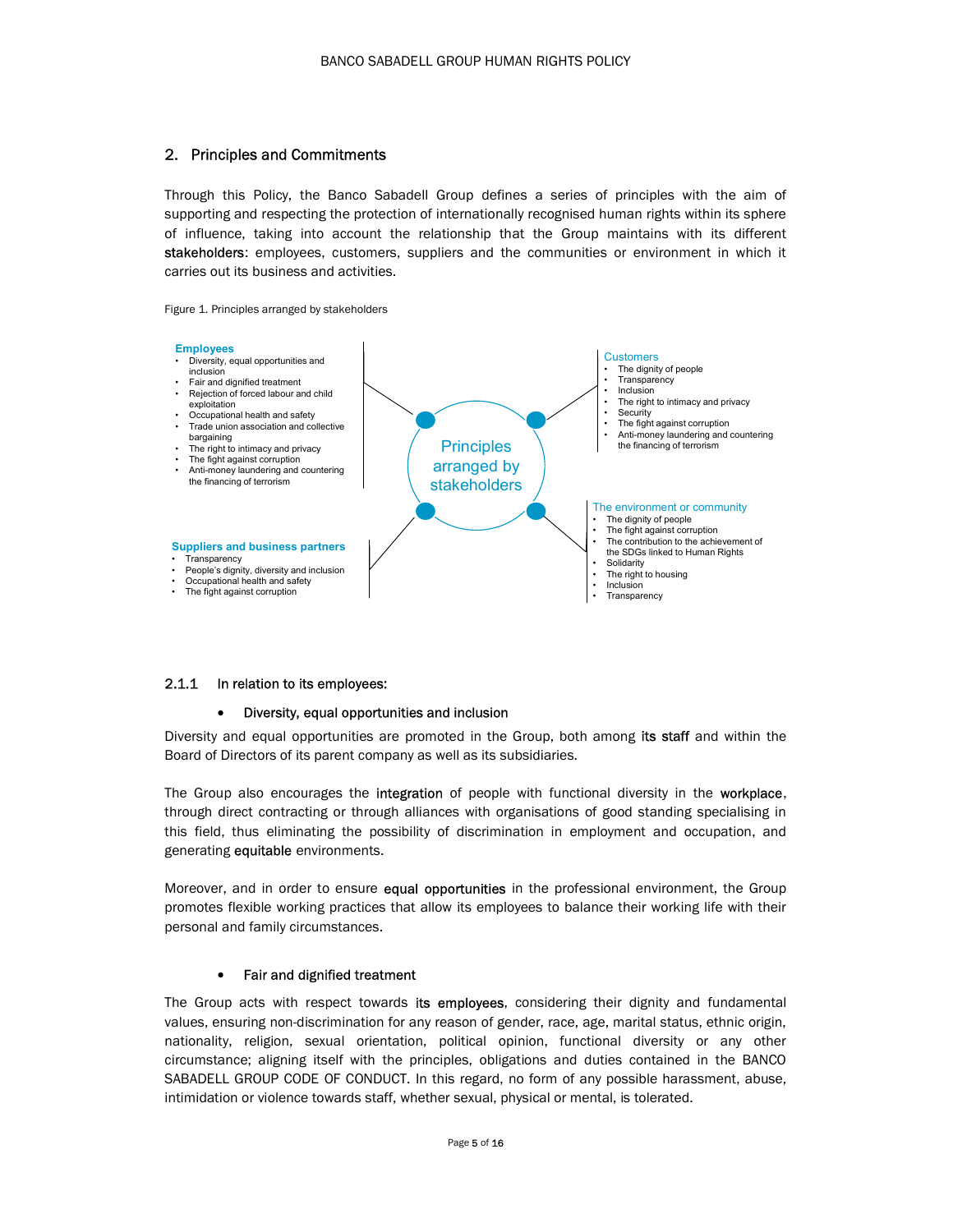## 2. Principles and Commitments

Through this Policy, the Banco Sabadell Group defines a series of principles with the aim of supporting and respecting the protection of internationally recognised human rights within its sphere of influence, taking into account the relationship that the Group maintains with its different stakeholders: employees, customers, suppliers and the communities or environment in which it carries out its business and activities.

Figure 1. Principles arranged by stakeholders

Principles arranged by stakeholders

**Employees**
- Diversity, equal opportunities and inclusion
- Fair and dignified treatment
- Rejection of forced labour and child exploitation
- Occupational health and safety
- Trade union association and collective bargaining
- The right to intimacy and privacy
- The fight against corruption
- Anti-money laundering and countering the financing of terrorism

**Customers**
- The dignity of people
- Transparency
- Inclusion
- The right to intimacy and privacy
- Security
- The fight against corruption
- Anti-money laundering and countering the financing of terrorism

**Suppliers and business partners**
- Transparency
- People's dignity, diversity and inclusion
- Occupational health and safety
- The fight against corruption

**The environment or community**
- The dignity of people
- The fight against corruption
- The contribution to the achievement of the SDGs linked to Human Rights
- Solidarity
- The right to housing
- Inclusion
- Transparency

### 2.1.1 In relation to its employees:

- **Diversity, equal opportunities and inclusion**

Diversity and equal opportunities are promoted in the Group, both among its staff and within the Board of Directors of its parent company as well as its subsidiaries.

The Group also encourages the integration of people with functional diversity in the workplace, through direct contracting or through alliances with organisations of good standing specialising in this field, thus eliminating the possibility of discrimination in employment and occupation, and generating equitable environments.

Moreover, and in order to ensure equal opportunities in the professional environment, the Group promotes flexible working practices that allow its employees to balance their working life with their personal and family circumstances.

- **Fair and dignified treatment**

The Group acts with respect towards its employees, considering their dignity and fundamental values, ensuring non-discrimination for any reason of gender, race, age, marital status, ethnic origin, nationality, religion, sexual orientation, political opinion, functional diversity or any other circumstance; aligning itself with the principles, obligations and duties contained in the BANCO SABADELL GROUP CODE OF CONDUCT. In this regard, no form of any possible harassment, abuse, intimidation or violence towards staff, whether sexual, physical or mental, is tolerated.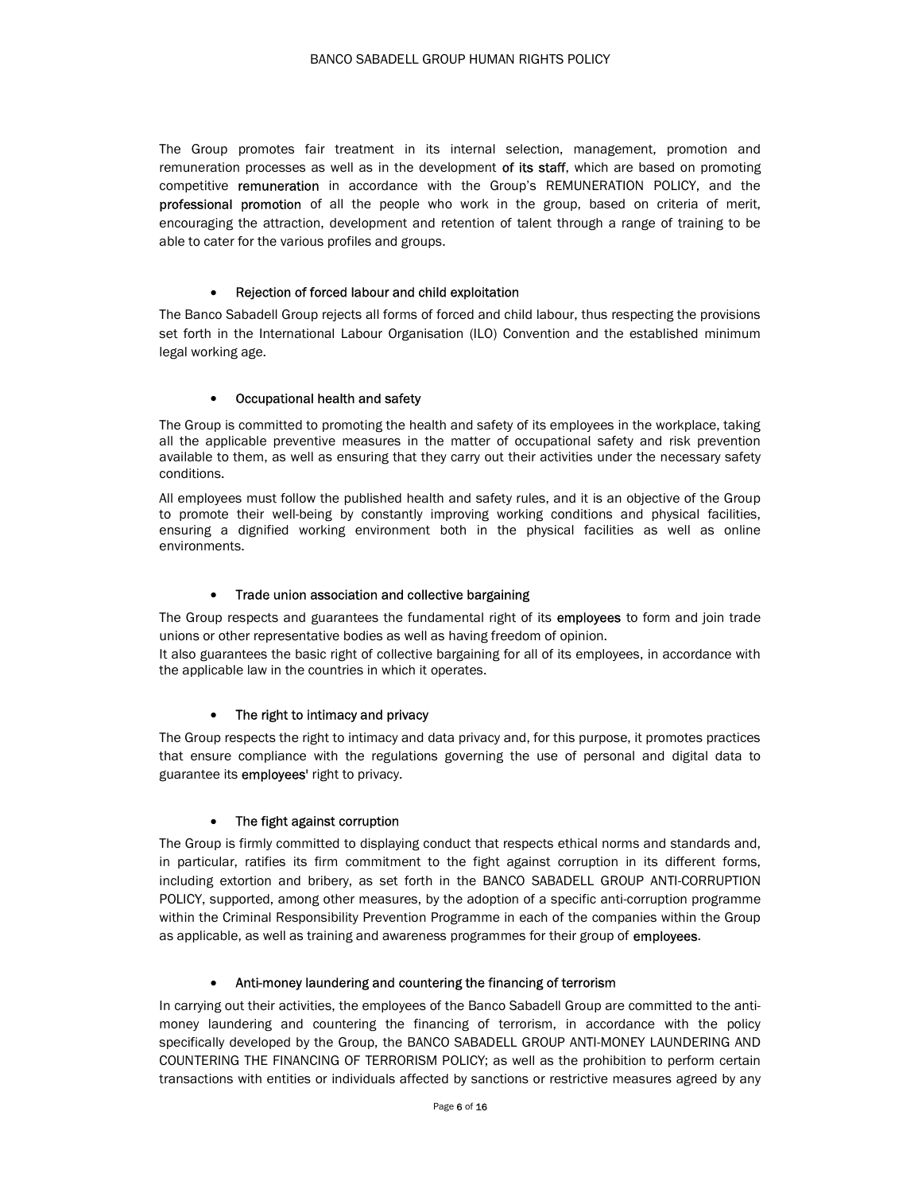The Group promotes fair treatment in its internal selection, management, promotion and remuneration processes as well as in the development of its staff, which are based on promoting competitive remuneration in accordance with the Group's REMUNERATION POLICY, and the professional promotion of all the people who work in the group, based on criteria of merit, encouraging the attraction, development and retention of talent through a range of training to be able to cater for the various profiles and groups.

- Rejection of forced labour and child exploitation

The Banco Sabadell Group rejects all forms of forced and child labour, thus respecting the provisions set forth in the International Labour Organisation (ILO) Convention and the established minimum legal working age.

- Occupational health and safety

The Group is committed to promoting the health and safety of its employees in the workplace, taking all the applicable preventive measures in the matter of occupational safety and risk prevention available to them, as well as ensuring that they carry out their activities under the necessary safety conditions.

All employees must follow the published health and safety rules, and it is an objective of the Group to promote their well-being by constantly improving working conditions and physical facilities, ensuring a dignified working environment both in the physical facilities as well as online environments.

- Trade union association and collective bargaining

The Group respects and guarantees the fundamental right of its employees to form and join trade unions or other representative bodies as well as having freedom of opinion.
It also guarantees the basic right of collective bargaining for all of its employees, in accordance with the applicable law in the countries in which it operates.

- The right to intimacy and privacy

The Group respects the right to intimacy and data privacy and, for this purpose, it promotes practices that ensure compliance with the regulations governing the use of personal and digital data to guarantee its employees' right to privacy.

- The fight against corruption

The Group is firmly committed to displaying conduct that respects ethical norms and standards and, in particular, ratifies its firm commitment to the fight against corruption in its different forms, including extortion and bribery, as set forth in the BANCO SABADELL GROUP ANTI-CORRUPTION POLICY, supported, among other measures, by the adoption of a specific anti-corruption programme within the Criminal Responsibility Prevention Programme in each of the companies within the Group as applicable, as well as training and awareness programmes for their group of employees.

- Anti-money laundering and countering the financing of terrorism

In carrying out their activities, the employees of the Banco Sabadell Group are committed to the anti-money laundering and countering the financing of terrorism, in accordance with the policy specifically developed by the Group, the BANCO SABADELL GROUP ANTI-MONEY LAUNDERING AND COUNTERING THE FINANCING OF TERRORISM POLICY; as well as the prohibition to perform certain transactions with entities or individuals affected by sanctions or restrictive measures agreed by any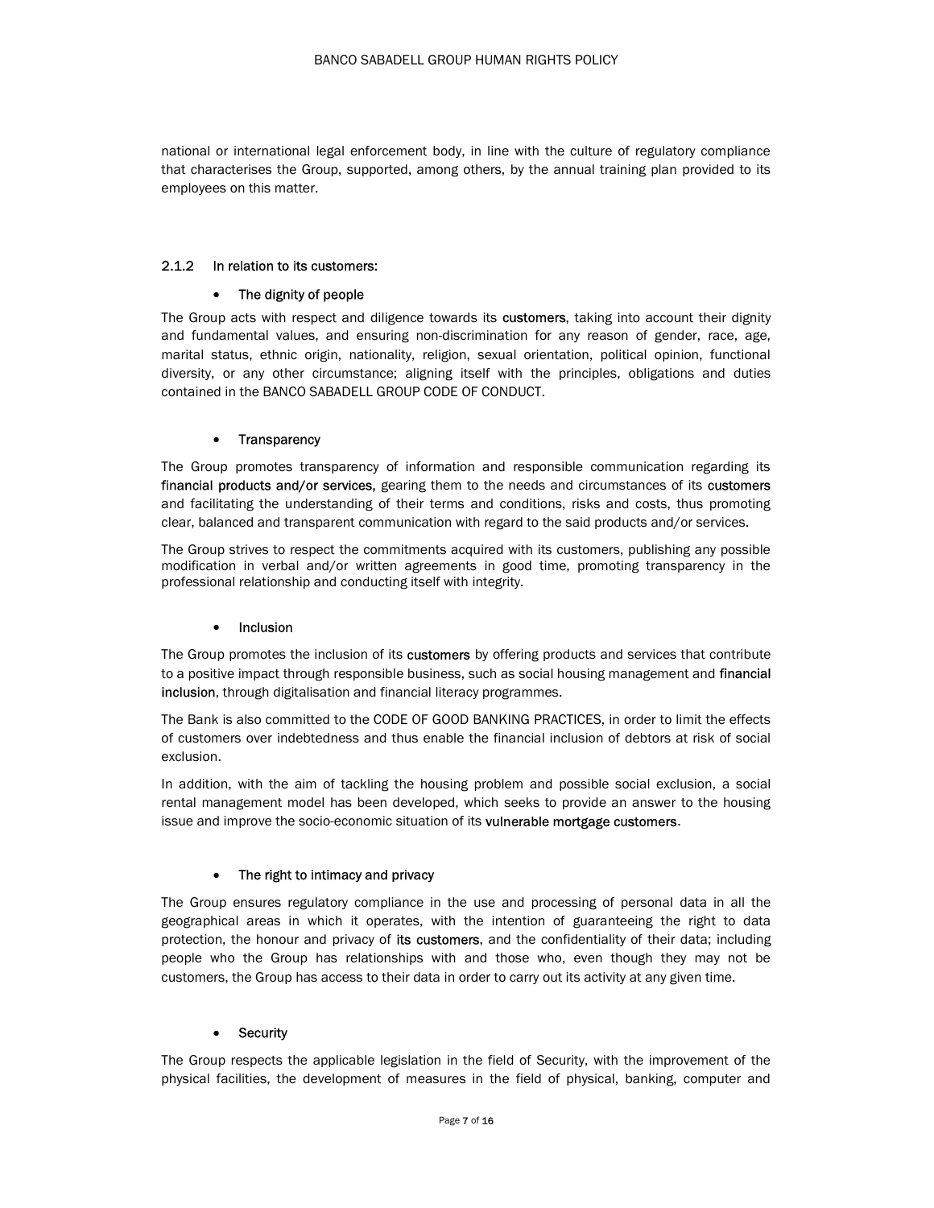national or international legal enforcement body, in line with the culture of regulatory compliance that characterises the Group, supported, among others, by the annual training plan provided to its employees on this matter.

### 2.1.2 In relation to its customers:

- The dignity of people

The Group acts with respect and diligence towards its **customers**, taking into account their dignity and fundamental values, and ensuring non-discrimination for any reason of gender, race, age, marital status, ethnic origin, nationality, religion, sexual orientation, political opinion, functional diversity, or any other circumstance; aligning itself with the principles, obligations and duties contained in the BANCO SABADELL GROUP CODE OF CONDUCT.

- Transparency

The Group promotes transparency of information and responsible communication regarding its **financial products and/or services,** gearing them to the needs and circumstances of its **customers** and facilitating the understanding of their terms and conditions, risks and costs, thus promoting clear, balanced and transparent communication with regard to the said products and/or services.

The Group strives to respect the commitments acquired with its customers, publishing any possible modification in verbal and/or written agreements in good time, promoting transparency in the professional relationship and conducting itself with integrity.

- Inclusion

The Group promotes the inclusion of its **customers** by offering products and services that contribute to a positive impact through responsible business, such as social housing management and **financial inclusion**, through digitalisation and financial literacy programmes.

The Bank is also committed to the CODE OF GOOD BANKING PRACTICES, in order to limit the effects of customers over indebtedness and thus enable the financial inclusion of debtors at risk of social exclusion.

In addition, with the aim of tackling the housing problem and possible social exclusion, a social rental management model has been developed, which seeks to provide an answer to the housing issue and improve the socio-economic situation of its **vulnerable mortgage customers**.

- The right to intimacy and privacy

The Group ensures regulatory compliance in the use and processing of personal data in all the geographical areas in which it operates, with the intention of guaranteeing the right to data protection, the honour and privacy of **its customers**, and the confidentiality of their data; including people who the Group has relationships with and those who, even though they may not be customers, the Group has access to their data in order to carry out its activity at any given time.

- Security

The Group respects the applicable legislation in the field of Security, with the improvement of the physical facilities, the development of measures in the field of physical, banking, computer and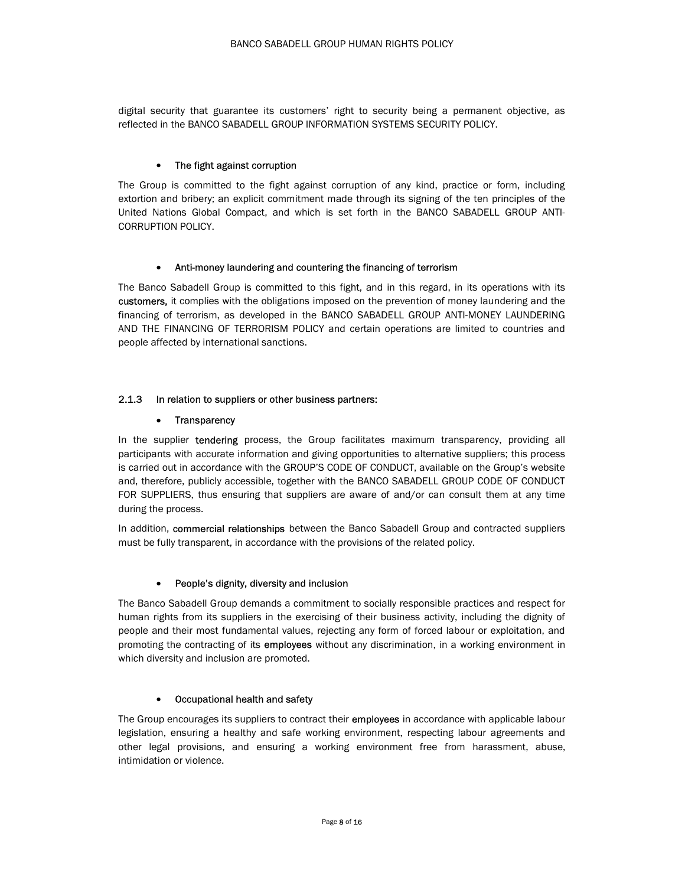digital security that guarantee its customers' right to security being a permanent objective, as reflected in the BANCO SABADELL GROUP INFORMATION SYSTEMS SECURITY POLICY.

- The fight against corruption

The Group is committed to the fight against corruption of any kind, practice or form, including extortion and bribery; an explicit commitment made through its signing of the ten principles of the United Nations Global Compact, and which is set forth in the BANCO SABADELL GROUP ANTI-CORRUPTION POLICY.

- Anti-money laundering and countering the financing of terrorism

The Banco Sabadell Group is committed to this fight, and in this regard, in its operations with its **customers,** it complies with the obligations imposed on the prevention of money laundering and the financing of terrorism, as developed in the BANCO SABADELL GROUP ANTI-MONEY LAUNDERING AND THE FINANCING OF TERRORISM POLICY and certain operations are limited to countries and people affected by international sanctions.

### 2.1.3 In relation to suppliers or other business partners:

- Transparency

In the supplier **tendering** process, the Group facilitates maximum transparency, providing all participants with accurate information and giving opportunities to alternative suppliers; this process is carried out in accordance with the GROUP'S CODE OF CONDUCT, available on the Group's website and, therefore, publicly accessible, together with the BANCO SABADELL GROUP CODE OF CONDUCT FOR SUPPLIERS, thus ensuring that suppliers are aware of and/or can consult them at any time during the process.

In addition, **commercial relationships** between the Banco Sabadell Group and contracted suppliers must be fully transparent, in accordance with the provisions of the related policy.

- People's dignity, diversity and inclusion

The Banco Sabadell Group demands a commitment to socially responsible practices and respect for human rights from its suppliers in the exercising of their business activity, including the dignity of people and their most fundamental values, rejecting any form of forced labour or exploitation, and promoting the contracting of its **employees** without any discrimination, in a working environment in which diversity and inclusion are promoted.

- Occupational health and safety

The Group encourages its suppliers to contract their **employees** in accordance with applicable labour legislation, ensuring a healthy and safe working environment, respecting labour agreements and other legal provisions, and ensuring a working environment free from harassment, abuse, intimidation or violence.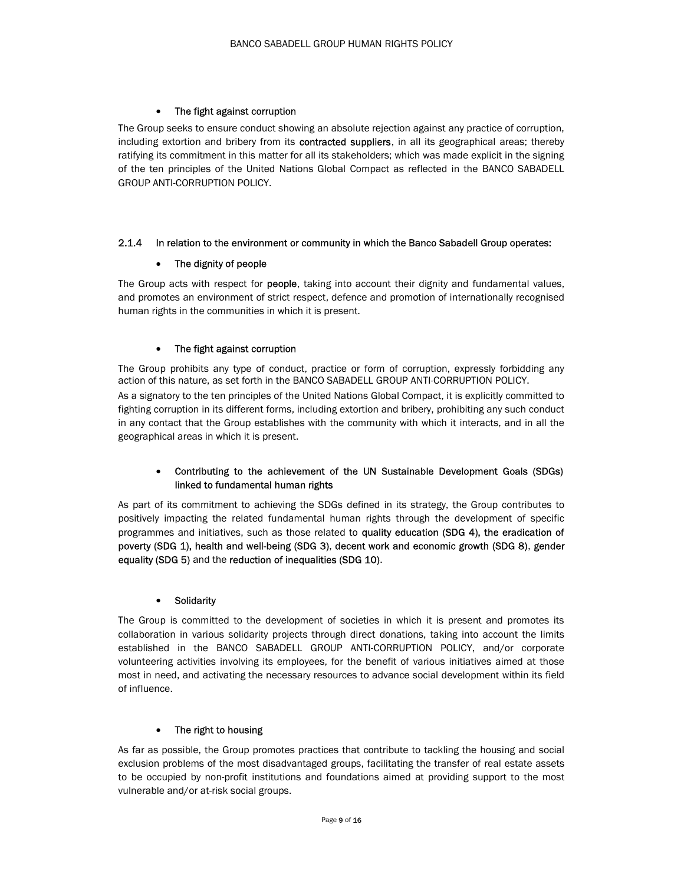- **The fight against corruption**

The Group seeks to ensure conduct showing an absolute rejection against any practice of corruption, including extortion and bribery from its **contracted suppliers**, in all its geographical areas; thereby ratifying its commitment in this matter for all its stakeholders; which was made explicit in the signing of the ten principles of the United Nations Global Compact as reflected in the BANCO SABADELL GROUP ANTI-CORRUPTION POLICY.

#### 2.1.4 In relation to the environment or community in which the Banco Sabadell Group operates:

- **The dignity of people**

The Group acts with respect for **people**, taking into account their dignity and fundamental values, and promotes an environment of strict respect, defence and promotion of internationally recognised human rights in the communities in which it is present.

- **The fight against corruption**

The Group prohibits any type of conduct, practice or form of corruption, expressly forbidding any action of this nature, as set forth in the BANCO SABADELL GROUP ANTI-CORRUPTION POLICY.

As a signatory to the ten principles of the United Nations Global Compact, it is explicitly committed to fighting corruption in its different forms, including extortion and bribery, prohibiting any such conduct in any contact that the Group establishes with the community with which it interacts, and in all the geographical areas in which it is present.

- **Contributing to the achievement of the UN Sustainable Development Goals (SDGs) linked to fundamental human rights**

As part of its commitment to achieving the SDGs defined in its strategy, the Group contributes to positively impacting the related fundamental human rights through the development of specific programmes and initiatives, such as those related to **quality education (SDG 4), the eradication of poverty (SDG 1), health and well-being (SDG 3)**, **decent work and economic growth (SDG 8)**, **gender equality (SDG 5)** and the **reduction of inequalities (SDG 10)**.

- **Solidarity**

The Group is committed to the development of societies in which it is present and promotes its collaboration in various solidarity projects through direct donations, taking into account the limits established in the BANCO SABADELL GROUP ANTI-CORRUPTION POLICY, and/or corporate volunteering activities involving its employees, for the benefit of various initiatives aimed at those most in need, and activating the necessary resources to advance social development within its field of influence.

- **The right to housing**

As far as possible, the Group promotes practices that contribute to tackling the housing and social exclusion problems of the most disadvantaged groups, facilitating the transfer of real estate assets to be occupied by non-profit institutions and foundations aimed at providing support to the most vulnerable and/or at-risk social groups.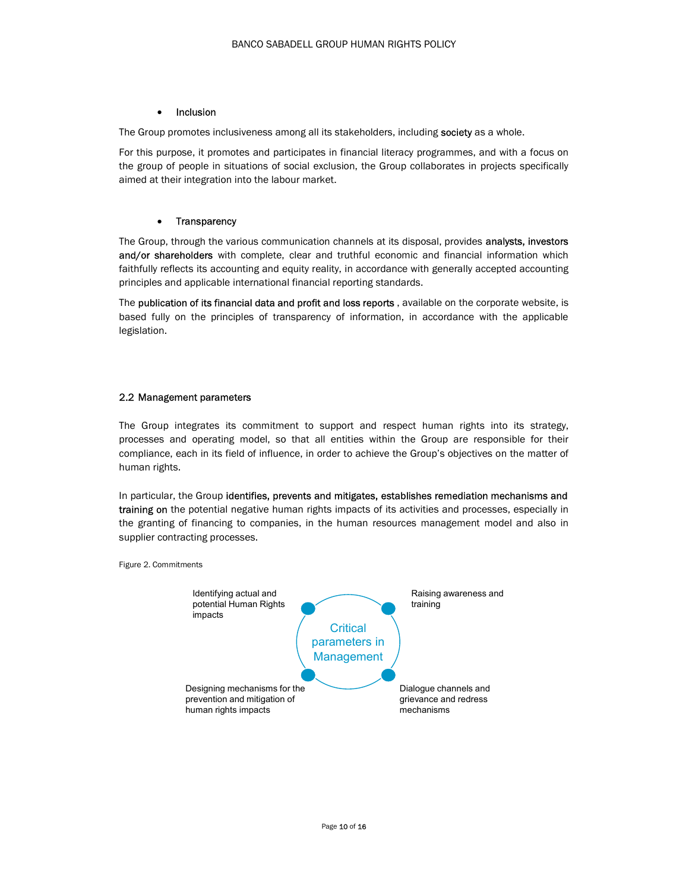- Inclusion

The Group promotes inclusiveness among all its stakeholders, including **society** as a whole.

For this purpose, it promotes and participates in financial literacy programmes, and with a focus on the group of people in situations of social exclusion, the Group collaborates in projects specifically aimed at their integration into the labour market.

- Transparency

The Group, through the various communication channels at its disposal, provides **analysts, investors and/or shareholders** with complete, clear and truthful economic and financial information which faithfully reflects its accounting and equity reality, in accordance with generally accepted accounting principles and applicable international financial reporting standards.

The **publication of its financial data and profit and loss reports** , available on the corporate website, is based fully on the principles of transparency of information, in accordance with the applicable legislation.

## 2.2 Management parameters

The Group integrates its commitment to support and respect human rights into its strategy, processes and operating model, so that all entities within the Group are responsible for their compliance, each in its field of influence, in order to achieve the Group's objectives on the matter of human rights.

In particular, the Group **identifies, prevents and mitigates, establishes remediation mechanisms and training on** the potential negative human rights impacts of its activities and processes, especially in the granting of financing to companies, in the human resources management model and also in supplier contracting processes.

Figure 2. Commitments

Critical parameters in Management

- Identifying actual and potential Human Rights impacts
- Raising awareness and training
- Designing mechanisms for the prevention and mitigation of human rights impacts
- Dialogue channels and grievance and redress mechanisms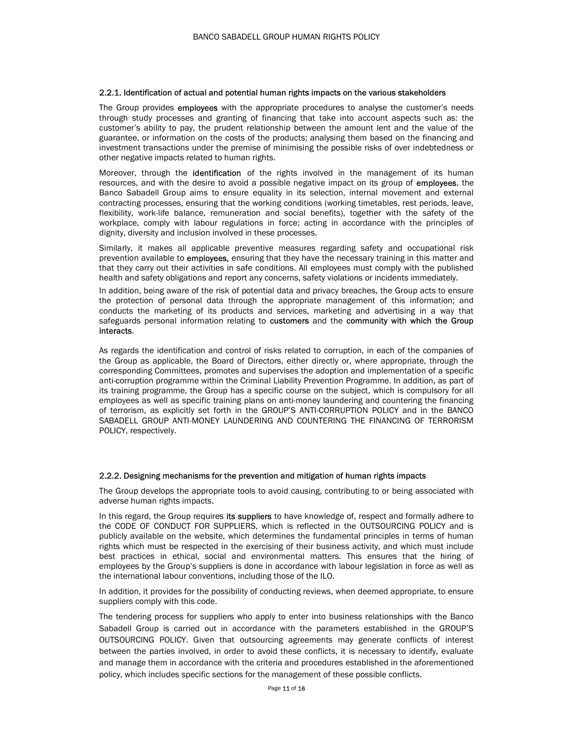### 2.2.1. Identification of actual and potential human rights impacts on the various stakeholders

The Group provides **employees** with the appropriate procedures to analyse the customer's needs through study processes and granting of financing that take into account aspects such as: the customer's ability to pay, the prudent relationship between the amount lent and the value of the guarantee, or information on the costs of the products; analysing them based on the financing and investment transactions under the premise of minimising the possible risks of over indebtedness or other negative impacts related to human rights.

Moreover, through the **identification** of the rights involved in the management of its human resources, and with the desire to avoid a possible negative impact on its group of **employees**, the Banco Sabadell Group aims to ensure equality in its selection, internal movement and external contracting processes, ensuring that the working conditions (working timetables, rest periods, leave, flexibility, work-life balance, remuneration and social benefits), together with the safety of the workplace, comply with labour regulations in force; acting in accordance with the principles of dignity, diversity and inclusion involved in these processes.

Similarly, it makes all applicable preventive measures regarding safety and occupational risk prevention available to **employees,** ensuring that they have the necessary training in this matter and that they carry out their activities in safe conditions. All employees must comply with the published health and safety obligations and report any concerns, safety violations or incidents immediately.

In addition, being aware of the risk of potential data and privacy breaches, the Group acts to ensure the protection of personal data through the appropriate management of this information; and conducts the marketing of its products and services, marketing and advertising in a way that safeguards personal information relating to **customers** and the **community with which the Group interacts**.

As regards the identification and control of risks related to corruption, in each of the companies of the Group as applicable, the Board of Directors, either directly or, where appropriate, through the corresponding Committees, promotes and supervises the adoption and implementation of a specific anti-corruption programme within the Criminal Liability Prevention Programme. In addition, as part of its training programme, the Group has a specific course on the subject, which is compulsory for all employees as well as specific training plans on anti-money laundering and countering the financing of terrorism, as explicitly set forth in the GROUP'S ANTI-CORRUPTION POLICY and in the BANCO SABADELL GROUP ANTI-MONEY LAUNDERING AND COUNTERING THE FINANCING OF TERRORISM POLICY, respectively.

### 2.2.2. Designing mechanisms for the prevention and mitigation of human rights impacts

The Group develops the appropriate tools to avoid causing, contributing to or being associated with adverse human rights impacts.

In this regard, the Group requires **its suppliers** to have knowledge of, respect and formally adhere to the CODE OF CONDUCT FOR SUPPLIERS, which is reflected in the OUTSOURCING POLICY and is publicly available on the website, which determines the fundamental principles in terms of human rights which must be respected in the exercising of their business activity, and which must include best practices in ethical, social and environmental matters. This ensures that the hiring of employees by the Group's suppliers is done in accordance with labour legislation in force as well as the international labour conventions, including those of the ILO.

In addition, it provides for the possibility of conducting reviews, when deemed appropriate, to ensure suppliers comply with this code.

The tendering process for suppliers who apply to enter into business relationships with the Banco Sabadell Group is carried out in accordance with the parameters established in the GROUP'S OUTSOURCING POLICY. Given that outsourcing agreements may generate conflicts of interest between the parties involved, in order to avoid these conflicts, it is necessary to identify, evaluate and manage them in accordance with the criteria and procedures established in the aforementioned policy, which includes specific sections for the management of these possible conflicts.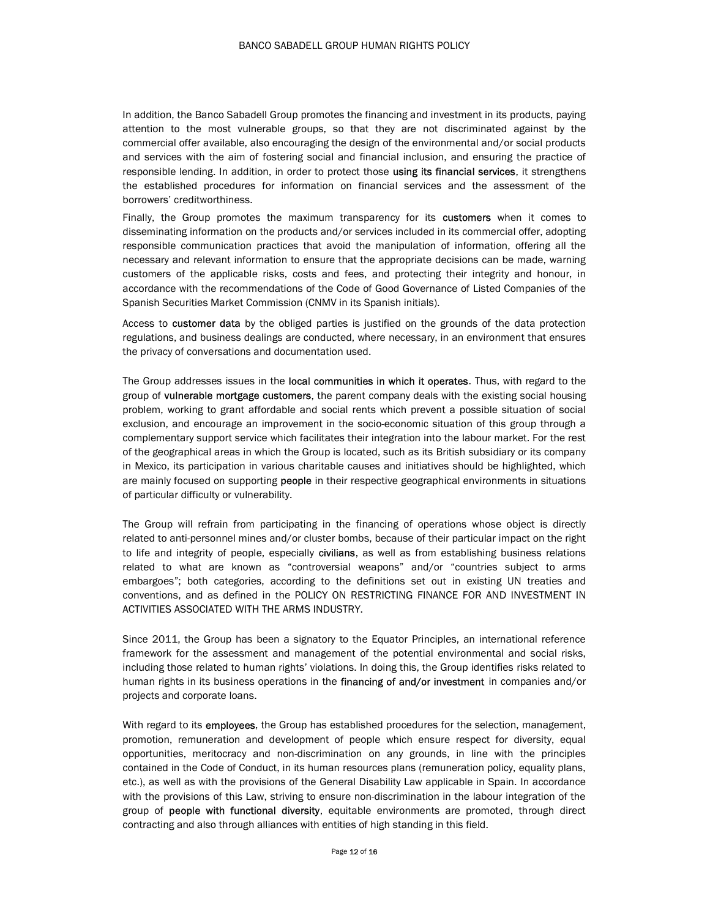In addition, the Banco Sabadell Group promotes the financing and investment in its products, paying attention to the most vulnerable groups, so that they are not discriminated against by the commercial offer available, also encouraging the design of the environmental and/or social products and services with the aim of fostering social and financial inclusion, and ensuring the practice of responsible lending. In addition, in order to protect those **using its financial services**, it strengthens the established procedures for information on financial services and the assessment of the borrowers' creditworthiness.

Finally, the Group promotes the maximum transparency for its **customers** when it comes to disseminating information on the products and/or services included in its commercial offer, adopting responsible communication practices that avoid the manipulation of information, offering all the necessary and relevant information to ensure that the appropriate decisions can be made, warning customers of the applicable risks, costs and fees, and protecting their integrity and honour, in accordance with the recommendations of the Code of Good Governance of Listed Companies of the Spanish Securities Market Commission (CNMV in its Spanish initials).

Access to **customer data** by the obliged parties is justified on the grounds of the data protection regulations, and business dealings are conducted, where necessary, in an environment that ensures the privacy of conversations and documentation used.

The Group addresses issues in the **local communities in which it operates**. Thus, with regard to the group of **vulnerable mortgage customers**, the parent company deals with the existing social housing problem, working to grant affordable and social rents which prevent a possible situation of social exclusion, and encourage an improvement in the socio-economic situation of this group through a complementary support service which facilitates their integration into the labour market. For the rest of the geographical areas in which the Group is located, such as its British subsidiary or its company in Mexico, its participation in various charitable causes and initiatives should be highlighted, which are mainly focused on supporting **people** in their respective geographical environments in situations of particular difficulty or vulnerability.

The Group will refrain from participating in the financing of operations whose object is directly related to anti-personnel mines and/or cluster bombs, because of their particular impact on the right to life and integrity of people, especially **civilians**, as well as from establishing business relations related to what are known as "controversial weapons" and/or "countries subject to arms embargoes"; both categories, according to the definitions set out in existing UN treaties and conventions, and as defined in the POLICY ON RESTRICTING FINANCE FOR AND INVESTMENT IN ACTIVITIES ASSOCIATED WITH THE ARMS INDUSTRY.

Since 2011, the Group has been a signatory to the Equator Principles, an international reference framework for the assessment and management of the potential environmental and social risks, including those related to human rights' violations. In doing this, the Group identifies risks related to human rights in its business operations in the **financing of and/or investment** in companies and/or projects and corporate loans.

With regard to its **employees**, the Group has established procedures for the selection, management, promotion, remuneration and development of people which ensure respect for diversity, equal opportunities, meritocracy and non-discrimination on any grounds, in line with the principles contained in the Code of Conduct, in its human resources plans (remuneration policy, equality plans, etc.), as well as with the provisions of the General Disability Law applicable in Spain. In accordance with the provisions of this Law, striving to ensure non-discrimination in the labour integration of the group of **people with functional diversity**, equitable environments are promoted, through direct contracting and also through alliances with entities of high standing in this field.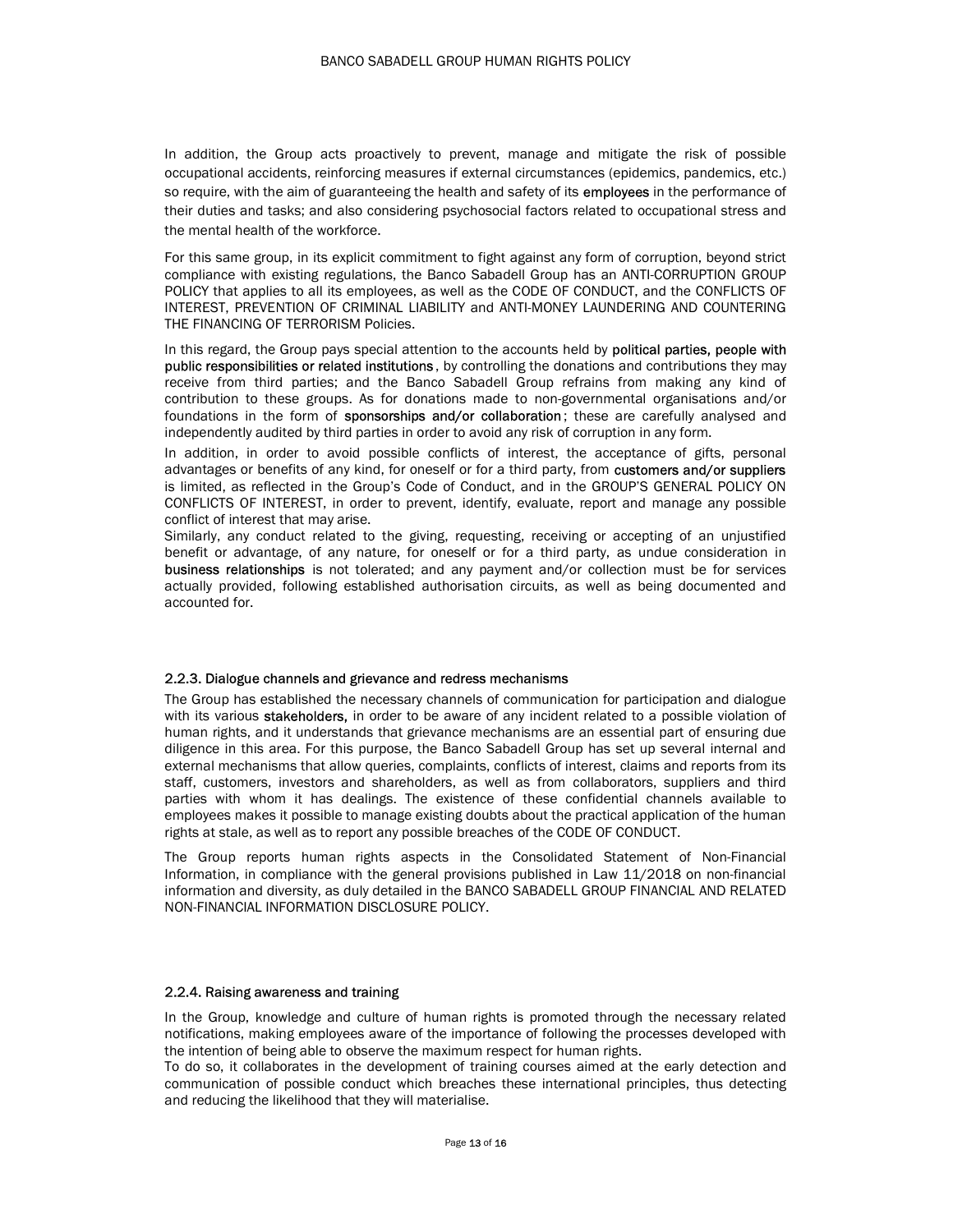In addition, the Group acts proactively to prevent, manage and mitigate the risk of possible occupational accidents, reinforcing measures if external circumstances (epidemics, pandemics, etc.) so require, with the aim of guaranteeing the health and safety of its **employees** in the performance of their duties and tasks; and also considering psychosocial factors related to occupational stress and the mental health of the workforce.

For this same group, in its explicit commitment to fight against any form of corruption, beyond strict compliance with existing regulations, the Banco Sabadell Group has an ANTI-CORRUPTION GROUP POLICY that applies to all its employees, as well as the CODE OF CONDUCT, and the CONFLICTS OF INTEREST, PREVENTION OF CRIMINAL LIABILITY and ANTI-MONEY LAUNDERING AND COUNTERING THE FINANCING OF TERRORISM Policies.

In this regard, the Group pays special attention to the accounts held by **political parties, people with public responsibilities or related institutions**, by controlling the donations and contributions they may receive from third parties; and the Banco Sabadell Group refrains from making any kind of contribution to these groups. As for donations made to non-governmental organisations and/or foundations in the form of **sponsorships and/or collaboration**; these are carefully analysed and independently audited by third parties in order to avoid any risk of corruption in any form.

In addition, in order to avoid possible conflicts of interest, the acceptance of gifts, personal advantages or benefits of any kind, for oneself or for a third party, from **customers and/or suppliers** is limited, as reflected in the Group's Code of Conduct, and in the GROUP'S GENERAL POLICY ON CONFLICTS OF INTEREST, in order to prevent, identify, evaluate, report and manage any possible conflict of interest that may arise.

Similarly, any conduct related to the giving, requesting, receiving or accepting of an unjustified benefit or advantage, of any nature, for oneself or for a third party, as undue consideration in **business relationships** is not tolerated; and any payment and/or collection must be for services actually provided, following established authorisation circuits, as well as being documented and accounted for.

#### 2.2.3. Dialogue channels and grievance and redress mechanisms

The Group has established the necessary channels of communication for participation and dialogue with its various **stakeholders,** in order to be aware of any incident related to a possible violation of human rights, and it understands that grievance mechanisms are an essential part of ensuring due diligence in this area. For this purpose, the Banco Sabadell Group has set up several internal and external mechanisms that allow queries, complaints, conflicts of interest, claims and reports from its staff, customers, investors and shareholders, as well as from collaborators, suppliers and third parties with whom it has dealings. The existence of these confidential channels available to employees makes it possible to manage existing doubts about the practical application of the human rights at stale, as well as to report any possible breaches of the CODE OF CONDUCT.

The Group reports human rights aspects in the Consolidated Statement of Non-Financial Information, in compliance with the general provisions published in Law 11/2018 on non-financial information and diversity, as duly detailed in the BANCO SABADELL GROUP FINANCIAL AND RELATED NON-FINANCIAL INFORMATION DISCLOSURE POLICY.

#### 2.2.4. Raising awareness and training

In the Group, knowledge and culture of human rights is promoted through the necessary related notifications, making employees aware of the importance of following the processes developed with the intention of being able to observe the maximum respect for human rights.

To do so, it collaborates in the development of training courses aimed at the early detection and communication of possible conduct which breaches these international principles, thus detecting and reducing the likelihood that they will materialise.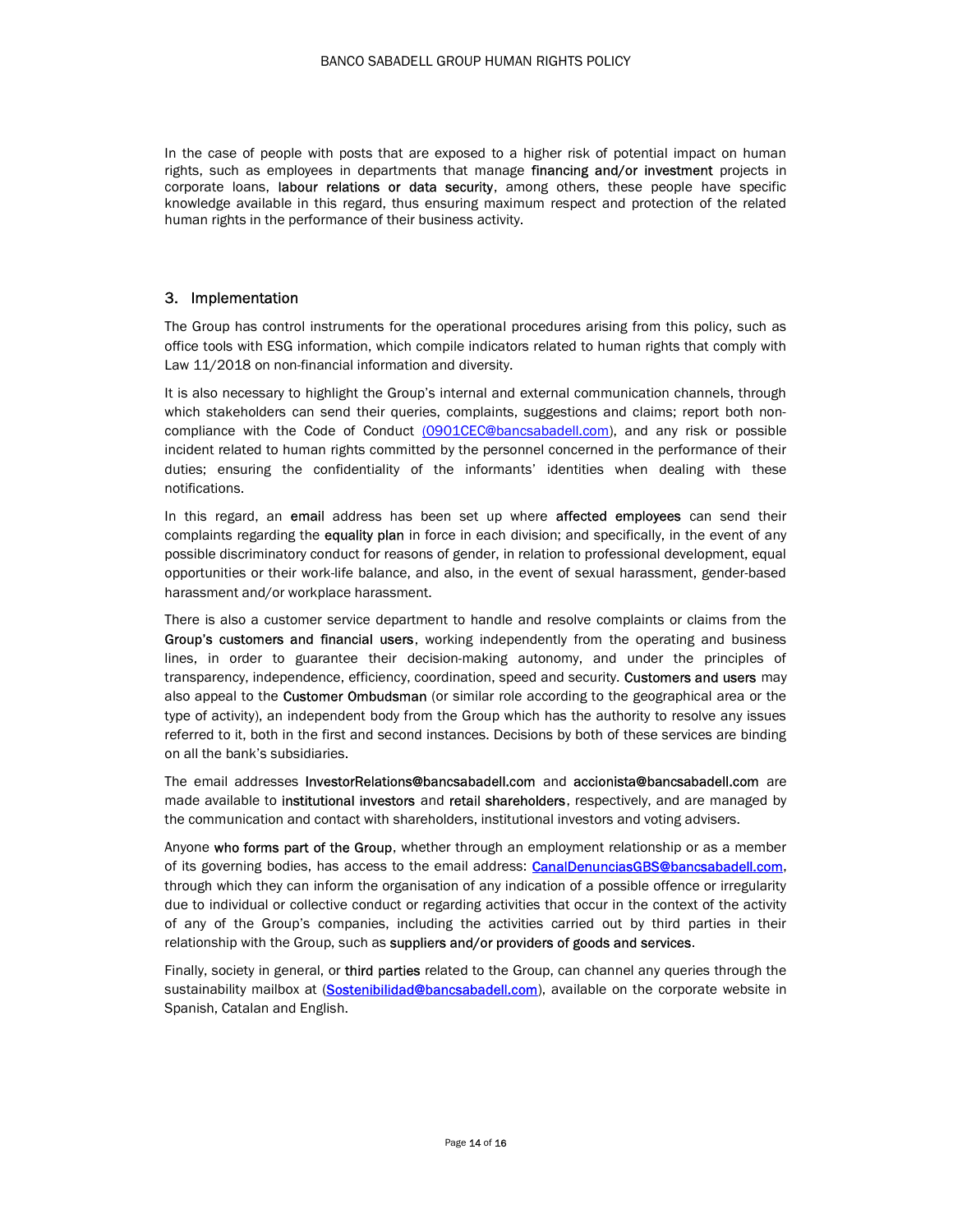In the case of people with posts that are exposed to a higher risk of potential impact on human rights, such as employees in departments that manage **financing and/or investment** projects in corporate loans, **labour relations or data security**, among others, these people have specific knowledge available in this regard, thus ensuring maximum respect and protection of the related human rights in the performance of their business activity.

## 3. Implementation

The Group has control instruments for the operational procedures arising from this policy, such as office tools with ESG information, which compile indicators related to human rights that comply with Law 11/2018 on non-financial information and diversity.

It is also necessary to highlight the Group's internal and external communication channels, through which stakeholders can send their queries, complaints, suggestions and claims; report both non-compliance with the Code of Conduct (0901CEC@bancsabadell.com), and any risk or possible incident related to human rights committed by the personnel concerned in the performance of their duties; ensuring the confidentiality of the informants' identities when dealing with these notifications.

In this regard, an **email** address has been set up where **affected employees** can send their complaints regarding the **equality plan** in force in each division; and specifically, in the event of any possible discriminatory conduct for reasons of gender, in relation to professional development, equal opportunities or their work-life balance, and also, in the event of sexual harassment, gender-based harassment and/or workplace harassment.

There is also a customer service department to handle and resolve complaints or claims from the **Group's customers and financial users**, working independently from the operating and business lines, in order to guarantee their decision-making autonomy, and under the principles of transparency, independence, efficiency, coordination, speed and security. **Customers and users** may also appeal to the **Customer Ombudsman** (or similar role according to the geographical area or the type of activity), an independent body from the Group which has the authority to resolve any issues referred to it, both in the first and second instances. Decisions by both of these services are binding on all the bank's subsidiaries.

The email addresses **InvestorRelations@bancsabadell.com** and **accionista@bancsabadell.com** are made available to **institutional investors** and **retail shareholders**, respectively, and are managed by the communication and contact with shareholders, institutional investors and voting advisers.

Anyone **who forms part of the Group**, whether through an employment relationship or as a member of its governing bodies, has access to the email address: **CanalDenunciasGBS@bancsabadell.com**, through which they can inform the organisation of any indication of a possible offence or irregularity due to individual or collective conduct or regarding activities that occur in the context of the activity of any of the Group's companies, including the activities carried out by third parties in their relationship with the Group, such as **suppliers and/or providers of goods and services**.

Finally, society in general, or **third parties** related to the Group, can channel any queries through the sustainability mailbox at (**Sostenibilidad@bancsabadell.com**), available on the corporate website in Spanish, Catalan and English.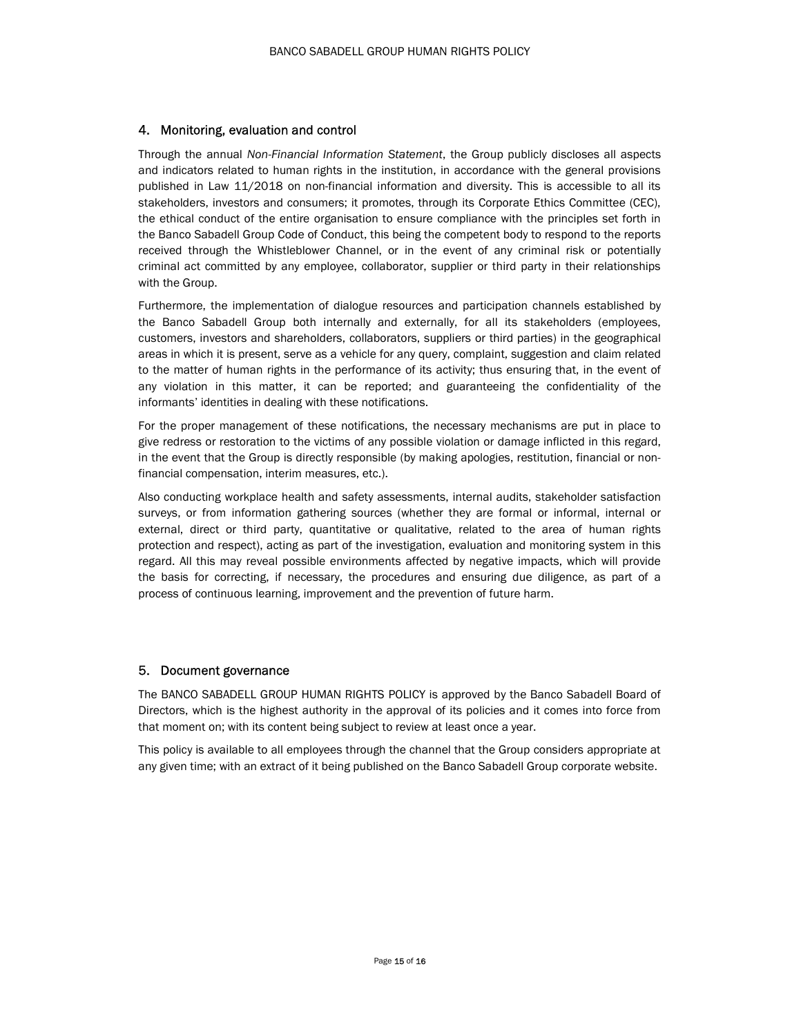## 4. Monitoring, evaluation and control

Through the annual *Non-Financial Information Statement*, the Group publicly discloses all aspects and indicators related to human rights in the institution, in accordance with the general provisions published in Law 11/2018 on non-financial information and diversity. This is accessible to all its stakeholders, investors and consumers; it promotes, through its Corporate Ethics Committee (CEC), the ethical conduct of the entire organisation to ensure compliance with the principles set forth in the Banco Sabadell Group Code of Conduct, this being the competent body to respond to the reports received through the Whistleblower Channel, or in the event of any criminal risk or potentially criminal act committed by any employee, collaborator, supplier or third party in their relationships with the Group.

Furthermore, the implementation of dialogue resources and participation channels established by the Banco Sabadell Group both internally and externally, for all its stakeholders (employees, customers, investors and shareholders, collaborators, suppliers or third parties) in the geographical areas in which it is present, serve as a vehicle for any query, complaint, suggestion and claim related to the matter of human rights in the performance of its activity; thus ensuring that, in the event of any violation in this matter, it can be reported; and guaranteeing the confidentiality of the informants' identities in dealing with these notifications.

For the proper management of these notifications, the necessary mechanisms are put in place to give redress or restoration to the victims of any possible violation or damage inflicted in this regard, in the event that the Group is directly responsible (by making apologies, restitution, financial or non-financial compensation, interim measures, etc.).

Also conducting workplace health and safety assessments, internal audits, stakeholder satisfaction surveys, or from information gathering sources (whether they are formal or informal, internal or external, direct or third party, quantitative or qualitative, related to the area of human rights protection and respect), acting as part of the investigation, evaluation and monitoring system in this regard. All this may reveal possible environments affected by negative impacts, which will provide the basis for correcting, if necessary, the procedures and ensuring due diligence, as part of a process of continuous learning, improvement and the prevention of future harm.

## 5. Document governance

The BANCO SABADELL GROUP HUMAN RIGHTS POLICY is approved by the Banco Sabadell Board of Directors, which is the highest authority in the approval of its policies and it comes into force from that moment on; with its content being subject to review at least once a year.

This policy is available to all employees through the channel that the Group considers appropriate at any given time; with an extract of it being published on the Banco Sabadell Group corporate website.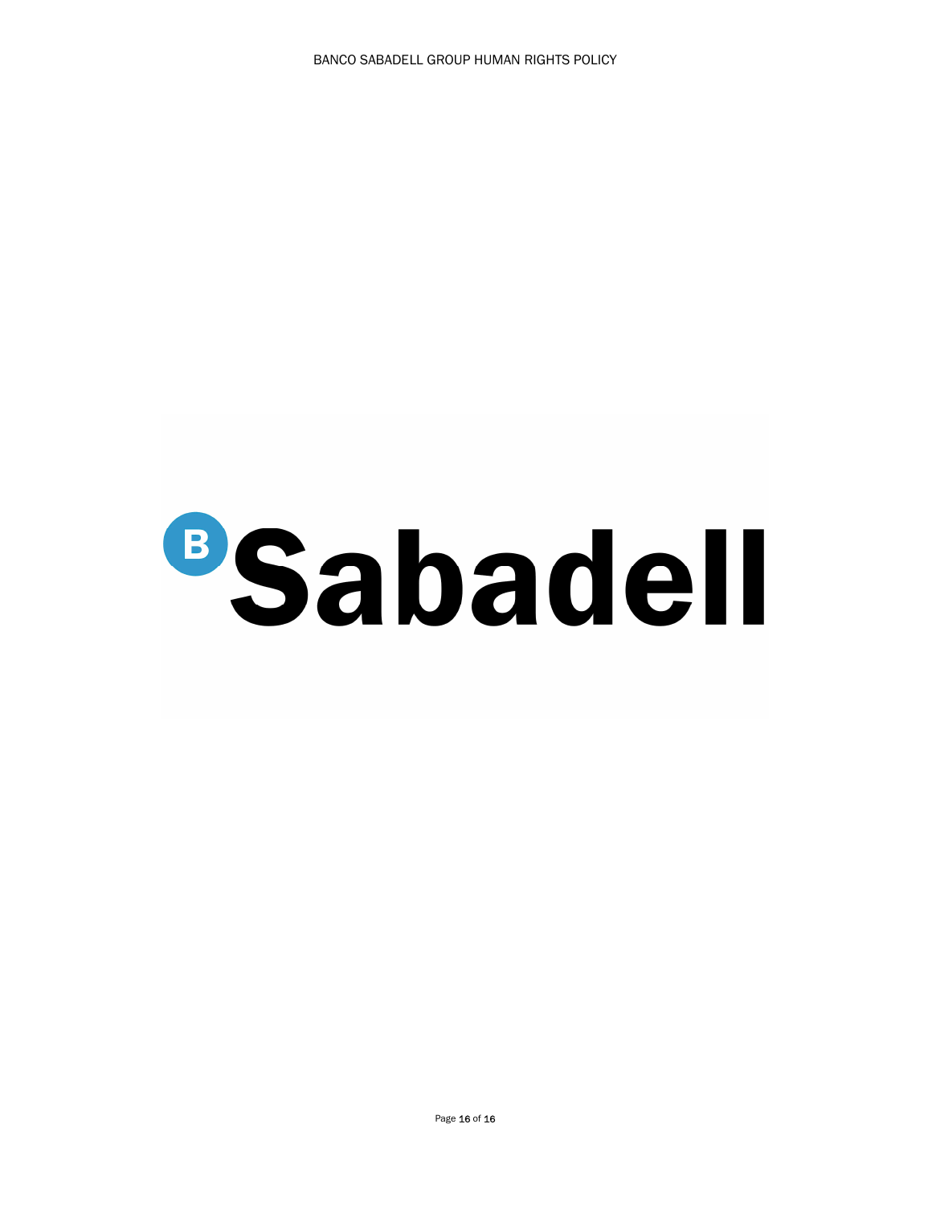Sabadell